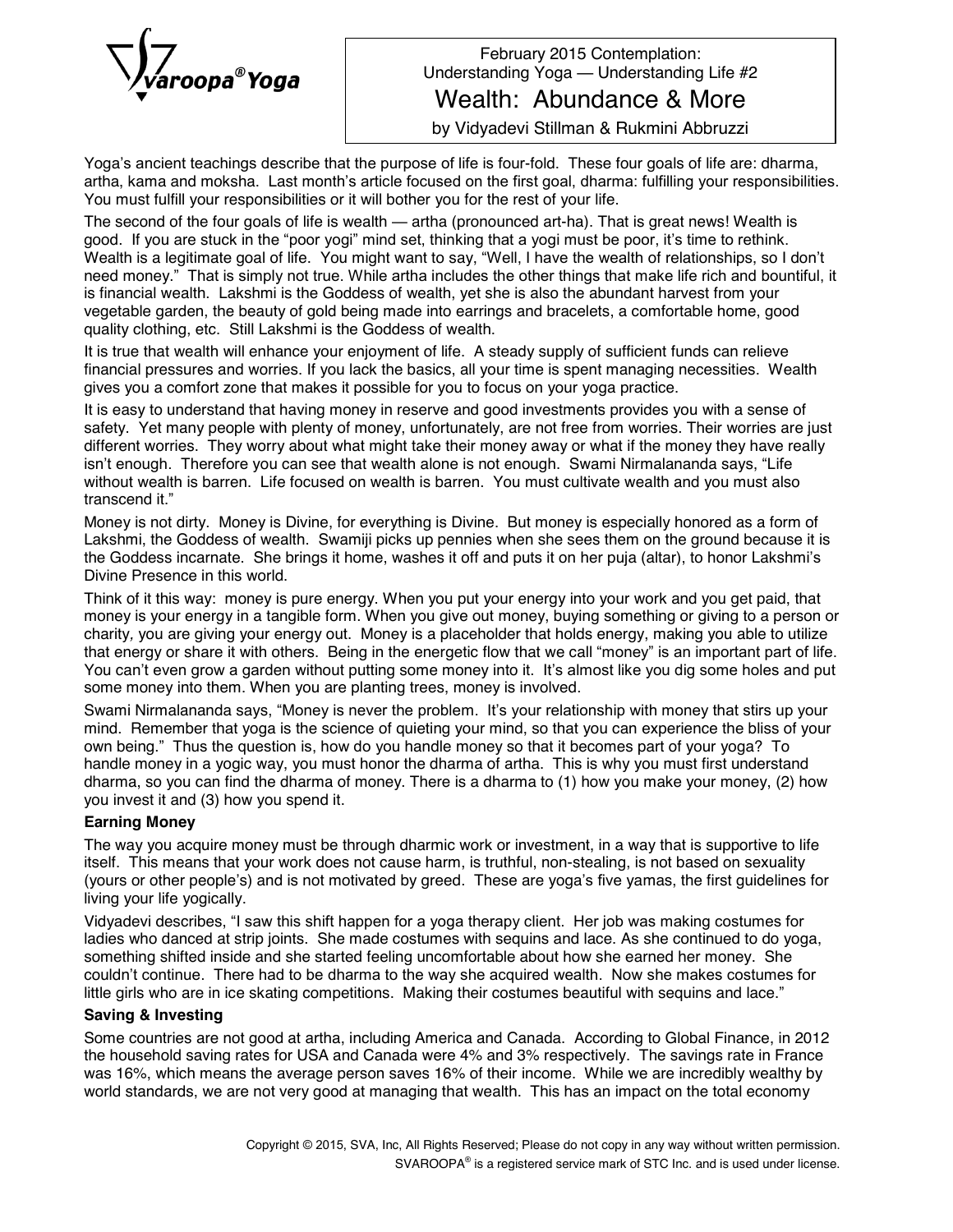February 2015 Contemplation:
Understanding Yoga — Understanding Life #2

# Wealth: Abundance & More

by Vidyadevi Stillman & Rukmini Abbruzzi

Yoga's ancient teachings describe that the purpose of life is four-fold. These four goals of life are: dharma, artha, kama and moksha. Last month's article focused on the first goal, dharma: fulfilling your responsibilities. You must fulfill your responsibilities or it will bother you for the rest of your life.

The second of the four goals of life is wealth — artha (pronounced art-ha). That is great news! Wealth is good. If you are stuck in the "poor yogi" mind set, thinking that a yogi must be poor, it's time to rethink. Wealth is a legitimate goal of life. You might want to say, "Well, I have the wealth of relationships, so I don't need money." That is simply not true. While artha includes the other things that make life rich and bountiful, it is financial wealth. Lakshmi is the Goddess of wealth, yet she is also the abundant harvest from your vegetable garden, the beauty of gold being made into earrings and bracelets, a comfortable home, good quality clothing, etc. Still Lakshmi is the Goddess of wealth.

It is true that wealth will enhance your enjoyment of life. A steady supply of sufficient funds can relieve financial pressures and worries. If you lack the basics, all your time is spent managing necessities. Wealth gives you a comfort zone that makes it possible for you to focus on your yoga practice.

It is easy to understand that having money in reserve and good investments provides you with a sense of safety. Yet many people with plenty of money, unfortunately, are not free from worries. Their worries are just different worries. They worry about what might take their money away or what if the money they have really isn't enough. Therefore you can see that wealth alone is not enough. Swami Nirmalananda says, "Life without wealth is barren. Life focused on wealth is barren. You must cultivate wealth and you must also transcend it."

Money is not dirty. Money is Divine, for everything is Divine. But money is especially honored as a form of Lakshmi, the Goddess of wealth. Swamiji picks up pennies when she sees them on the ground because it is the Goddess incarnate. She brings it home, washes it off and puts it on her puja (altar), to honor Lakshmi's Divine Presence in this world.

Think of it this way: money is pure energy. When you put your energy into your work and you get paid, that money is your energy in a tangible form. When you give out money, buying something or giving to a person or charity, you are giving your energy out. Money is a placeholder that holds energy, making you able to utilize that energy or share it with others. Being in the energetic flow that we call "money" is an important part of life. You can't even grow a garden without putting some money into it. It's almost like you dig some holes and put some money into them. When you are planting trees, money is involved.

Swami Nirmalananda says, "Money is never the problem. It's your relationship with money that stirs up your mind. Remember that yoga is the science of quieting your mind, so that you can experience the bliss of your own being." Thus the question is, how do you handle money so that it becomes part of your yoga? To handle money in a yogic way, you must honor the dharma of artha. This is why you must first understand dharma, so you can find the dharma of money. There is a dharma to (1) how you make your money, (2) how you invest it and (3) how you spend it.

**Earning Money**

The way you acquire money must be through dharmic work or investment, in a way that is supportive to life itself. This means that your work does not cause harm, is truthful, non-stealing, is not based on sexuality (yours or other people's) and is not motivated by greed. These are yoga's five yamas, the first guidelines for living your life yogically.

Vidyadevi describes, "I saw this shift happen for a yoga therapy client. Her job was making costumes for ladies who danced at strip joints. She made costumes with sequins and lace. As she continued to do yoga, something shifted inside and she started feeling uncomfortable about how she earned her money. She couldn't continue. There had to be dharma to the way she acquired wealth. Now she makes costumes for little girls who are in ice skating competitions. Making their costumes beautiful with sequins and lace."

**Saving & Investing**

Some countries are not good at artha, including America and Canada. According to Global Finance, in 2012 the household saving rates for USA and Canada were 4% and 3% respectively. The savings rate in France was 16%, which means the average person saves 16% of their income. While we are incredibly wealthy by world standards, we are not very good at managing that wealth. This has an impact on the total economy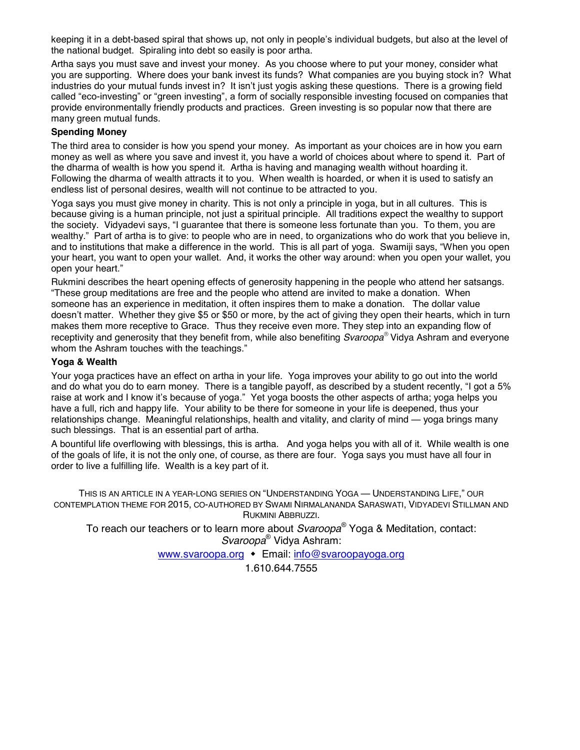keeping it in a debt-based spiral that shows up, not only in people's individual budgets, but also at the level of the national budget. Spiraling into debt so easily is poor artha.

Artha says you must save and invest your money. As you choose where to put your money, consider what you are supporting. Where does your bank invest its funds? What companies are you buying stock in? What industries do your mutual funds invest in? It isn't just yogis asking these questions. There is a growing field called "eco-investing" or "green investing", a form of socially responsible investing focused on companies that provide environmentally friendly products and practices. Green investing is so popular now that there are many green mutual funds.

**Spending Money**

The third area to consider is how you spend your money. As important as your choices are in how you earn money as well as where you save and invest it, you have a world of choices about where to spend it. Part of the dharma of wealth is how you spend it. Artha is having and managing wealth without hoarding it. Following the dharma of wealth attracts it to you. When wealth is hoarded, or when it is used to satisfy an endless list of personal desires, wealth will not continue to be attracted to you.

Yoga says you must give money in charity. This is not only a principle in yoga, but in all cultures. This is because giving is a human principle, not just a spiritual principle. All traditions expect the wealthy to support the society. Vidyadevi says, "I guarantee that there is someone less fortunate than you. To them, you are wealthy." Part of artha is to give: to people who are in need, to organizations who do work that you believe in, and to institutions that make a difference in the world. This is all part of yoga. Swamiji says, "When you open your heart, you want to open your wallet. And, it works the other way around: when you open your wallet, you open your heart."

Rukmini describes the heart opening effects of generosity happening in the people who attend her satsangs. "These group meditations are free and the people who attend are invited to make a donation. When someone has an experience in meditation, it often inspires them to make a donation. The dollar value doesn't matter. Whether they give $5 or $50 or more, by the act of giving they open their hearts, which in turn makes them more receptive to Grace. Thus they receive even more. They step into an expanding flow of receptivity and generosity that they benefit from, while also benefiting *Svaroopa®* Vidya Ashram and everyone whom the Ashram touches with the teachings."

**Yoga & Wealth**

Your yoga practices have an effect on artha in your life. Yoga improves your ability to go out into the world and do what you do to earn money. There is a tangible payoff, as described by a student recently, "I got a 5% raise at work and I know it's because of yoga." Yet yoga boosts the other aspects of artha; yoga helps you have a full, rich and happy life. Your ability to be there for someone in your life is deepened, thus your relationships change. Meaningful relationships, health and vitality, and clarity of mind — yoga brings many such blessings. That is an essential part of artha.

A bountiful life overflowing with blessings, this is artha. And yoga helps you with all of it. While wealth is one of the goals of life, it is not the only one, of course, as there are four. Yoga says you must have all four in order to live a fulfilling life. Wealth is a key part of it.

THIS IS AN ARTICLE IN A YEAR-LONG SERIES ON "UNDERSTANDING YOGA — UNDERSTANDING LIFE," OUR CONTEMPLATION THEME FOR 2015, CO-AUTHORED BY SWAMI NIRMALANANDA SARASWATI, VIDYADEVI STILLMAN AND RUKMINI ABBRUZZI.

To reach our teachers or to learn more about *Svaroopa®* Yoga & Meditation, contact:
*Svaroopa®* Vidya Ashram:

www.svaroopa.org • Email: info@svaroopayoga.org

1.610.644.7555